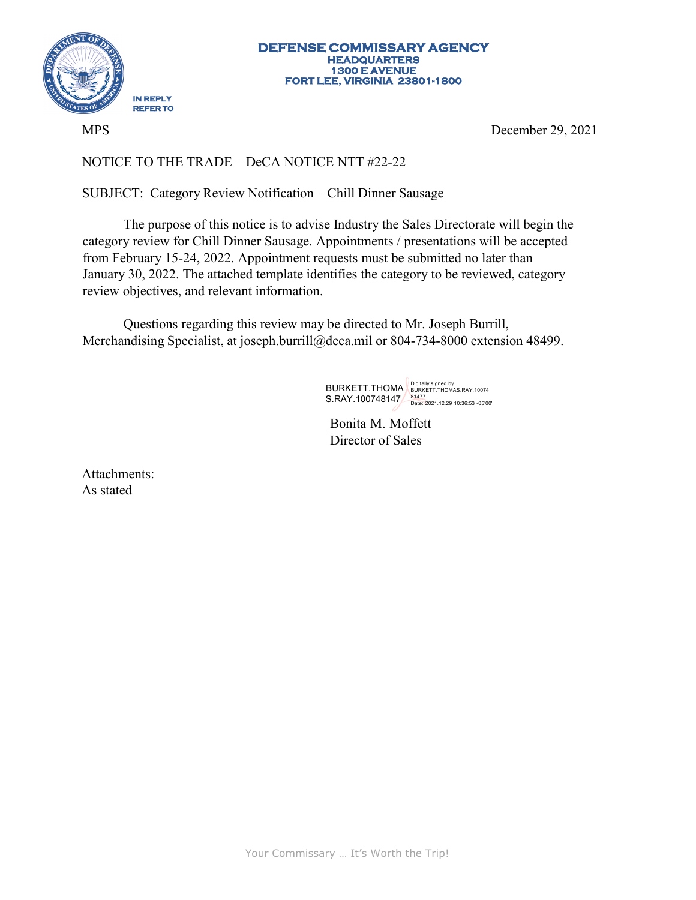**DEFENSE COMMISSARY AGENCY**
**HEADQUARTERS**
**1300 E AVENUE**
**FORT LEE, VIRGINIA 23801-1800**

IN REPLY REFER TO

MPS

December 29, 2021

NOTICE TO THE TRADE – DeCA NOTICE NTT #22-22

SUBJECT: Category Review Notification – Chill Dinner Sausage

The purpose of this notice is to advise Industry the Sales Directorate will begin the category review for Chill Dinner Sausage. Appointments / presentations will be accepted from February 15-24, 2022. Appointment requests must be submitted no later than January 30, 2022. The attached template identifies the category to be reviewed, category review objectives, and relevant information.

Questions regarding this review may be directed to Mr. Joseph Burrill, Merchandising Specialist, at joseph.burrill@deca.mil or 804-734-8000 extension 48499.

BURKETT.THOMAS.RAY.100748147 Digitally signed by BURKETT.THOMAS.RAY.1007481477 Date: 2021.12.29 10:36:53 -05'00'

Bonita M. Moffett
Director of Sales

Attachments:
As stated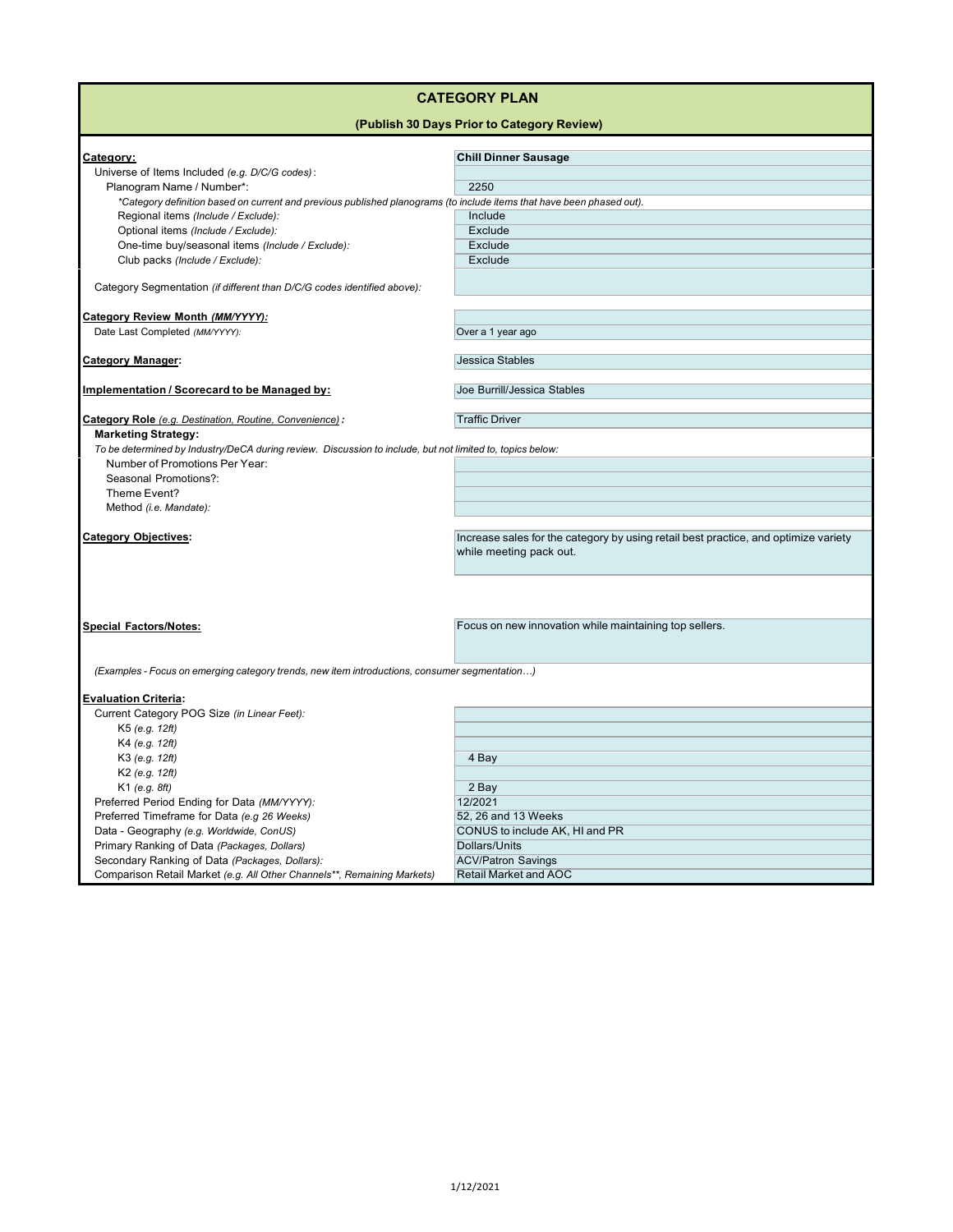# CATEGORY PLAN

**(Publish 30 Days Prior to Category Review)**

| | |
|---|---|
| **Category:** | **Chill Dinner Sausage** |
| Universe of Items Included *(e.g. D/C/G codes)*: | |
| Planogram Name / Number*: | 2250 |
| *\*Category definition based on current and previous published planograms (to include items that have been phased out).* | |
| Regional items *(Include / Exclude)*: | Include |
| Optional items *(Include / Exclude)*: | Exclude |
| One-time buy/seasonal items *(Include / Exclude)*: | Exclude |
| Club packs *(Include / Exclude)*: | Exclude |
| Category Segmentation *(if different than D/C/G codes identified above)*: | |
| **Category Review Month *(MM/YYYY)*:** | |
| Date Last Completed *(MM/YYYY)*: | Over a 1 year ago |
| **Category Manager:** | Jessica Stables |
| **Implementation / Scorecard to be Managed by:** | Joe Burrill/Jessica Stables |
| **Category Role** *(e.g. Destination, Routine, Convenience)*: | Traffic Driver |
| **Marketing Strategy:** | |
| *To be determined by Industry/DeCA during review. Discussion to include, but not limited to, topics below:* | |
| Number of Promotions Per Year: | |
| Seasonal Promotions?: | |
| Theme Event? | |
| Method *(i.e. Mandate)*: | |
| **Category Objectives:** | Increase sales for the category by using retail best practice, and optimize variety while meeting pack out. |
| **Special Factors/Notes:** | Focus on new innovation while maintaining top sellers. |
| *(Examples - Focus on emerging category trends, new item introductions, consumer segmentation…)* | |
| **Evaluation Criteria:** | |
| Current Category POG Size *(in Linear Feet)*: | |
| K5 *(e.g. 12ft)* | |
| K4 *(e.g. 12ft)* | |
| K3 *(e.g. 12ft)* | 4 Bay |
| K2 *(e.g. 12ft)* | |
| K1 *(e.g. 8ft)* | 2 Bay |
| Preferred Period Ending for Data *(MM/YYYY)*: | 12/2021 |
| Preferred Timeframe for Data *(e.g 26 Weeks)* | 52, 26 and 13 Weeks |
| Data - Geography *(e.g. Worldwide, ConUS)* | CONUS to include AK, HI and PR |
| Primary Ranking of Data *(Packages, Dollars)* | Dollars/Units |
| Secondary Ranking of Data *(Packages, Dollars)*: | ACV/Patron Savings |
| Comparison Retail Market *(e.g. All Other Channels\*\*, Remaining Markets)* | Retail Market and AOC |

1/12/2021